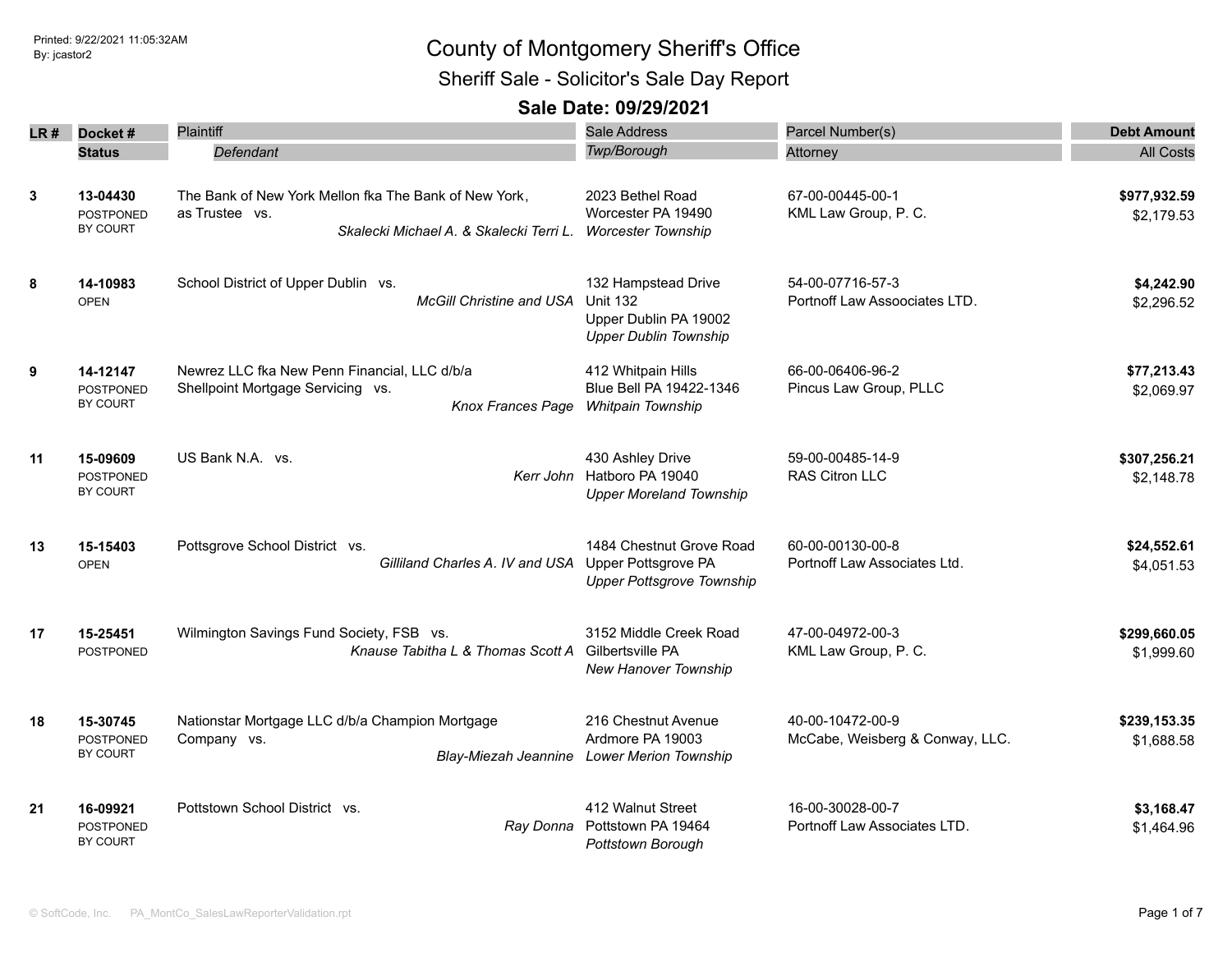Printed: 9/22/2021 11:05:32AM
By: jcastor2

# County of Montgomery Sheriff's Office

## Sheriff Sale - Solicitor's Sale Day Report

### Sale Date: 09/29/2021

| LR # | Docket # / Status | Plaintiff / Defendant | Sale Address / Twp/Borough | Parcel Number(s) / Attorney | Debt Amount / All Costs |
|---|---|---|---|---|---|
| 3 | **13-04430** POSTPONED BY COURT | The Bank of New York Mellon fka The Bank of New York, as Trustee vs. *Skalecki Michael A. & Skalecki Terri L.* | 2023 Bethel Road Worcester PA 19490 *Worcester Township* | 67-00-00445-00-1 KML Law Group, P. C. | **$977,932.59** $2,179.53 |
| 8 | **14-10983** OPEN | School District of Upper Dublin vs. *McGill Christine and USA* | 132 Hampstead Drive Unit 132 Upper Dublin PA 19002 *Upper Dublin Township* | 54-00-07716-57-3 Portnoff Law Assoociates LTD. | **$4,242.90** $2,296.52 |
| 9 | **14-12147** POSTPONED BY COURT | Newrez LLC fka New Penn Financial, LLC d/b/a Shellpoint Mortgage Servicing vs. *Knox Frances Page* | 412 Whitpain Hills Blue Bell PA 19422-1346 *Whitpain Township* | 66-00-06406-96-2 Pincus Law Group, PLLC | **$77,213.43** $2,069.97 |
| 11 | **15-09609** POSTPONED BY COURT | US Bank N.A. vs. *Kerr John* | 430 Ashley Drive Hatboro PA 19040 *Upper Moreland Township* | 59-00-00485-14-9 RAS Citron LLC | **$307,256.21** $2,148.78 |
| 13 | **15-15403** OPEN | Pottsgrove School District vs. *Gilliland Charles A. IV and USA* | 1484 Chestnut Grove Road Upper Pottsgrove PA *Upper Pottsgrove Township* | 60-00-00130-00-8 Portnoff Law Associates Ltd. | **$24,552.61** $4,051.53 |
| 17 | **15-25451** POSTPONED | Wilmington Savings Fund Society, FSB vs. *Knause Tabitha L & Thomas Scott A* | 3152 Middle Creek Road Gilbertsville PA *New Hanover Township* | 47-00-04972-00-3 KML Law Group, P. C. | **$299,660.05** $1,999.60 |
| 18 | **15-30745** POSTPONED BY COURT | Nationstar Mortgage LLC d/b/a Champion Mortgage Company vs. *Blay-Miezah Jeannine* | 216 Chestnut Avenue Ardmore PA 19003 *Lower Merion Township* | 40-00-10472-00-9 McCabe, Weisberg & Conway, LLC. | **$239,153.35** $1,688.58 |
| 21 | **16-09921** POSTPONED BY COURT | Pottstown School District vs. *Ray Donna* | 412 Walnut Street Pottstown PA 19464 *Pottstown Borough* | 16-00-30028-00-7 Portnoff Law Associates LTD. | **$3,168.47** $1,464.96 |

© SoftCode, Inc. PA_MontCo_SalesLawReporterValidation.rpt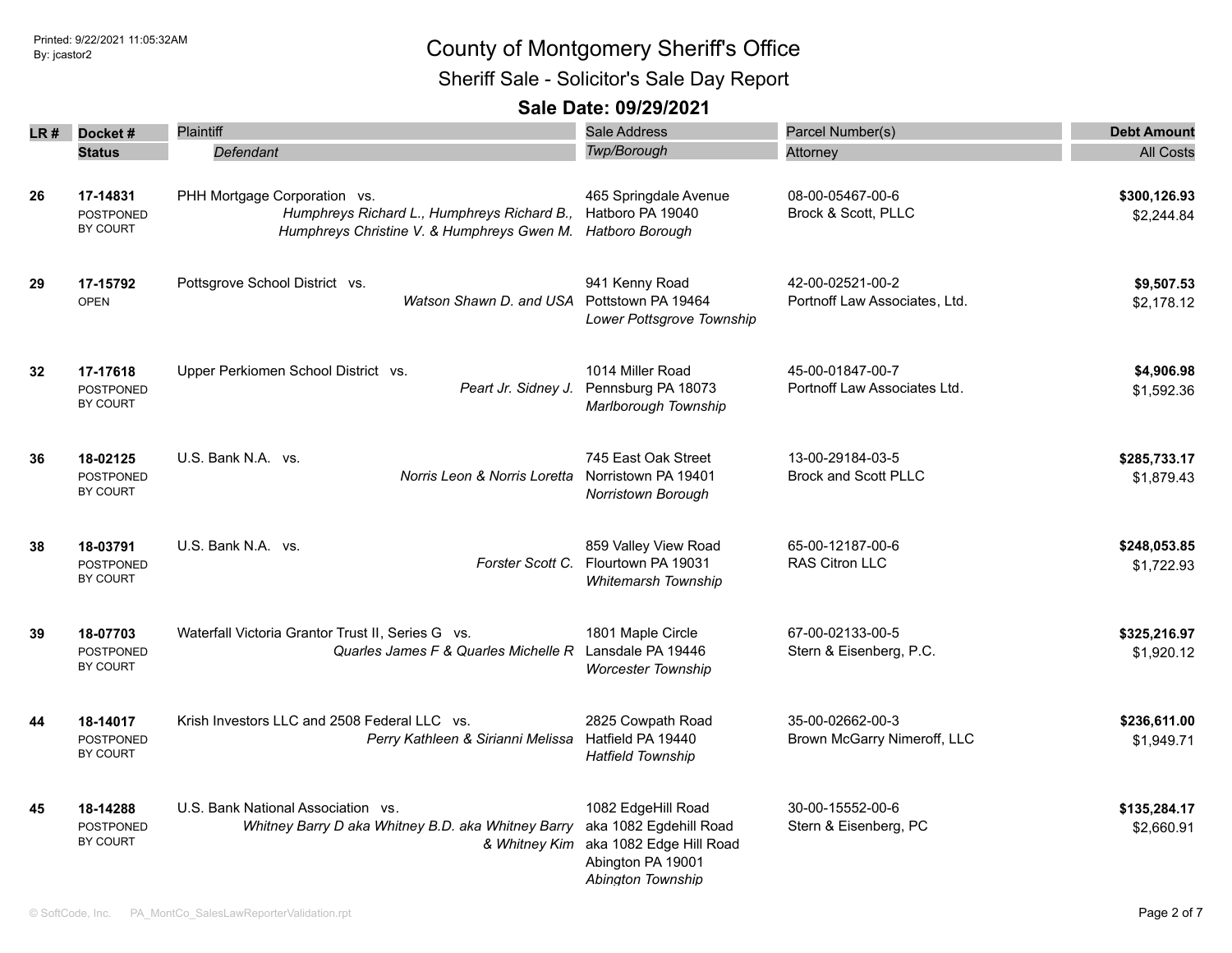# County of Montgomery Sheriff's Office

## Sheriff Sale - Solicitor's Sale Day Report

### Sale Date: 09/29/2021

| LR # | Docket # / Status | Plaintiff / *Defendant* | Sale Address / *Twp/Borough* | Parcel Number(s) / Attorney | Debt Amount / All Costs |
|---|---|---|---|---|---|
| 26 | **17-14831** POSTPONED BY COURT | PHH Mortgage Corporation vs. *Humphreys Richard L., Humphreys Richard B., Humphreys Christine V. & Humphreys Gwen M.* | 465 Springdale Avenue Hatboro PA 19040 *Hatboro Borough* | 08-00-05467-00-6 Brock & Scott, PLLC | **$300,126.93** $2,244.84 |
| 29 | **17-15792** OPEN | Pottsgrove School District vs. *Watson Shawn D. and USA* | 941 Kenny Road Pottstown PA 19464 *Lower Pottsgrove Township* | 42-00-02521-00-2 Portnoff Law Associates, Ltd. | **$9,507.53** $2,178.12 |
| 32 | **17-17618** POSTPONED BY COURT | Upper Perkiomen School District vs. *Peart Jr. Sidney J.* | 1014 Miller Road Pennsburg PA 18073 *Marlborough Township* | 45-00-01847-00-7 Portnoff Law Associates Ltd. | **$4,906.98** $1,592.36 |
| 36 | **18-02125** POSTPONED BY COURT | U.S. Bank N.A. vs. *Norris Leon & Norris Loretta* | 745 East Oak Street Norristown PA 19401 *Norristown Borough* | 13-00-29184-03-5 Brock and Scott PLLC | **$285,733.17** $1,879.43 |
| 38 | **18-03791** POSTPONED BY COURT | U.S. Bank N.A. vs. *Forster Scott C.* | 859 Valley View Road Flourtown PA 19031 *Whitemarsh Township* | 65-00-12187-00-6 RAS Citron LLC | **$248,053.85** $1,722.93 |
| 39 | **18-07703** POSTPONED BY COURT | Waterfall Victoria Grantor Trust II, Series G vs. *Quarles James F & Quarles Michelle R* | 1801 Maple Circle Lansdale PA 19446 *Worcester Township* | 67-00-02133-00-5 Stern & Eisenberg, P.C. | **$325,216.97** $1,920.12 |
| 44 | **18-14017** POSTPONED BY COURT | Krish Investors LLC and 2508 Federal LLC vs. *Perry Kathleen & Sirianni Melissa* | 2825 Cowpath Road Hatfield PA 19440 *Hatfield Township* | 35-00-02662-00-3 Brown McGarry Nimeroff, LLC | **$236,611.00** $1,949.71 |
| 45 | **18-14288** POSTPONED BY COURT | U.S. Bank National Association vs. *Whitney Barry D aka Whitney B.D. aka Whitney Barry & Whitney Kim* | 1082 EdgeHill Road aka 1082 Egdehill Road aka 1082 Edge Hill Road Abington PA 19001 *Abington Township* | 30-00-15552-00-6 Stern & Eisenberg, PC | **$135,284.17** $2,660.91 |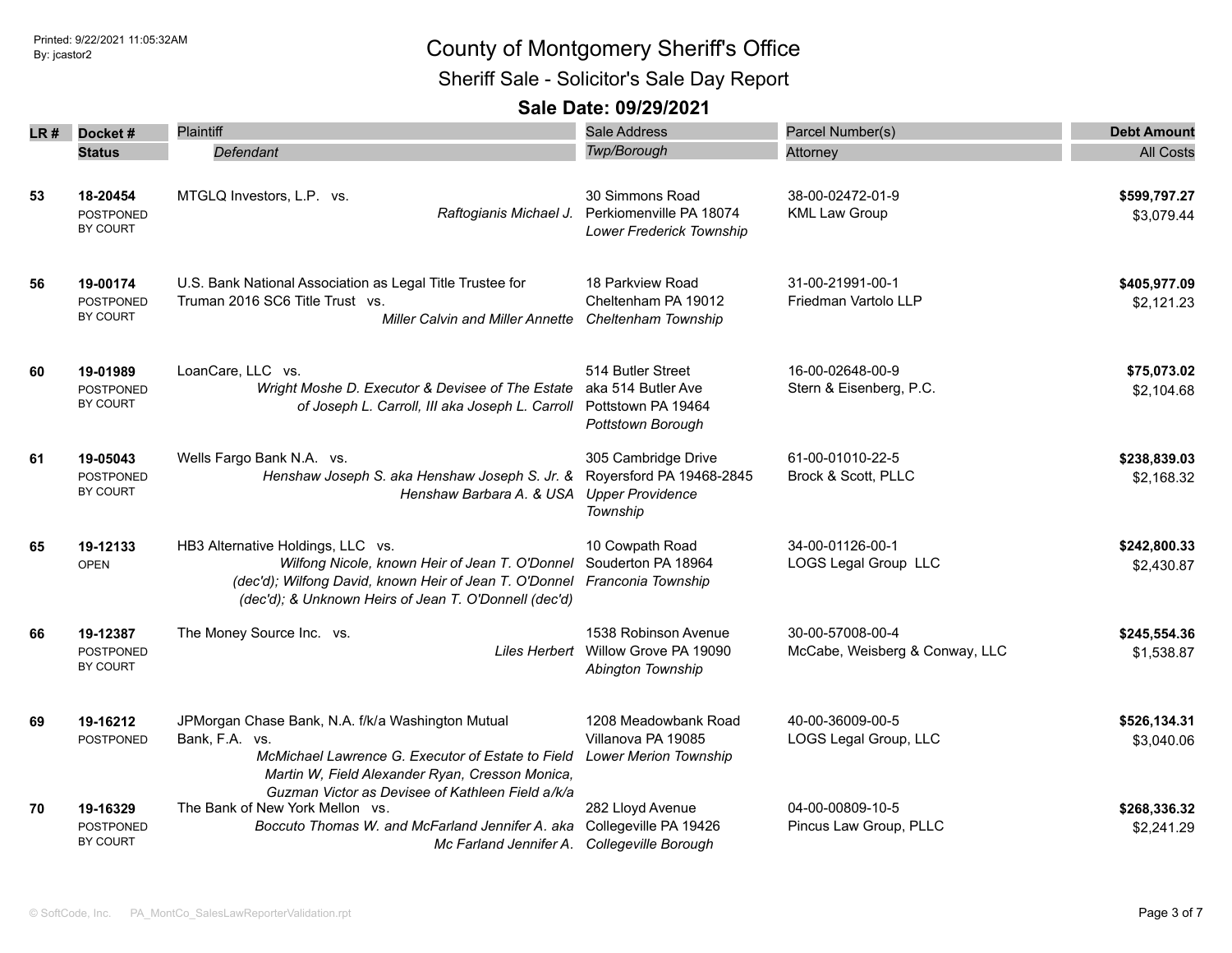# County of Montgomery Sheriff's Office

## Sheriff Sale - Solicitor's Sale Day Report

### Sale Date: 09/29/2021

| LR # | Docket # / Status | Plaintiff / Defendant | Sale Address / Twp/Borough | Parcel Number(s) / Attorney | Debt Amount / All Costs |
|---|---|---|---|---|---|
| 53 | 18-20454<br>POSTPONED BY COURT | MTGLQ Investors, L.P. vs.<br>*Raftogianis Michael J.* | 30 Simmons Road<br>Perkiomenville PA 18074<br>*Lower Frederick Township* | 38-00-02472-01-9<br>KML Law Group | **$599,797.27**<br>$3,079.44 |
| 56 | 19-00174<br>POSTPONED BY COURT | U.S. Bank National Association as Legal Title Trustee for Truman 2016 SC6 Title Trust vs.<br>*Miller Calvin and Miller Annette* | 18 Parkview Road<br>Cheltenham PA 19012<br>*Cheltenham Township* | 31-00-21991-00-1<br>Friedman Vartolo LLP | **$405,977.09**<br>$2,121.23 |
| 60 | 19-01989<br>POSTPONED BY COURT | LoanCare, LLC vs.<br>*Wright Moshe D. Executor & Devisee of The Estate of Joseph L. Carroll, III aka Joseph L. Carroll* | 514 Butler Street<br>aka 514 Butler Ave<br>Pottstown PA 19464<br>*Pottstown Borough* | 16-00-02648-00-9<br>Stern & Eisenberg, P.C. | **$75,073.02**<br>$2,104.68 |
| 61 | 19-05043<br>POSTPONED BY COURT | Wells Fargo Bank N.A. vs.<br>*Henshaw Joseph S. aka Henshaw Joseph S. Jr. & Henshaw Barbara A. & USA* | 305 Cambridge Drive<br>Royersford PA 19468-2845<br>*Upper Providence Township* | 61-00-01010-22-5<br>Brock & Scott, PLLC | **$238,839.03**<br>$2,168.32 |
| 65 | 19-12133<br>OPEN | HB3 Alternative Holdings, LLC vs.<br>*Wilfong Nicole, known Heir of Jean T. O'Donnel (dec'd); Wilfong David, known Heir of Jean T. O'Donnel (dec'd); & Unknown Heirs of Jean T. O'Donnell (dec'd)* | 10 Cowpath Road<br>Souderton PA 18964<br>*Franconia Township* | 34-00-01126-00-1<br>LOGS Legal Group LLC | **$242,800.33**<br>$2,430.87 |
| 66 | 19-12387<br>POSTPONED BY COURT | The Money Source Inc. vs.<br>*Liles Herbert* | 1538 Robinson Avenue<br>Willow Grove PA 19090<br>*Abington Township* | 30-00-57008-00-4<br>McCabe, Weisberg & Conway, LLC | **$245,554.36**<br>$1,538.87 |
| 69 | 19-16212<br>POSTPONED | JPMorgan Chase Bank, N.A. f/k/a Washington Mutual Bank, F.A. vs.<br>*McMichael Lawrence G. Executor of Estate to Field Martin W, Field Alexander Ryan, Cresson Monica, Guzman Victor as Devisee of Kathleen Field a/k/a* | 1208 Meadowbank Road<br>Villanova PA 19085<br>*Lower Merion Township* | 40-00-36009-00-5<br>LOGS Legal Group, LLC | **$526,134.31**<br>$3,040.06 |
| 70 | 19-16329<br>POSTPONED BY COURT | The Bank of New York Mellon vs.<br>*Boccuto Thomas W. and McFarland Jennifer A. aka Mc Farland Jennifer A.* | 282 Lloyd Avenue<br>Collegeville PA 19426<br>*Collegeville Borough* | 04-00-00809-10-5<br>Pincus Law Group, PLLC | **$268,336.32**<br>$2,241.29 |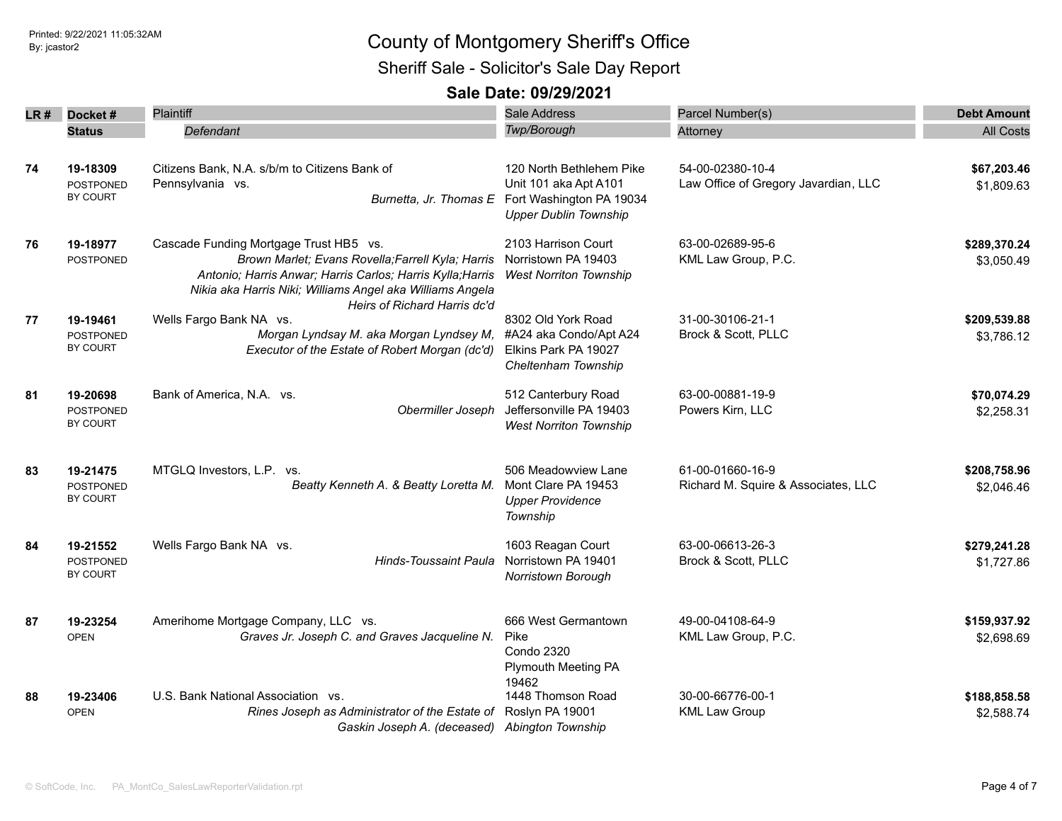Printed: 9/22/2021 11:05:32AM
By: jcastor2

# County of Montgomery Sheriff's Office

## Sheriff Sale - Solicitor's Sale Day Report

### Sale Date: 09/29/2021

| LR # | Docket # / Status | Plaintiff / *Defendant* | Sale Address / *Twp/Borough* | Parcel Number(s) / Attorney | Debt Amount / All Costs |
|---|---|---|---|---|---|
| 74 | **19-18309** POSTPONED BY COURT | Citizens Bank, N.A. s/b/m to Citizens Bank of Pennsylvania vs. *Burnetta, Jr. Thomas E* | 120 North Bethlehem Pike Unit 101 aka Apt A101 Fort Washington PA 19034 *Upper Dublin Township* | 54-00-02380-10-4 Law Office of Gregory Javardian, LLC | **$67,203.46** $1,809.63 |
| 76 | **19-18977** POSTPONED | Cascade Funding Mortgage Trust HB5 vs. *Brown Marlet; Evans Rovella;Farrell Kyla; Harris Antonio; Harris Anwar; Harris Carlos; Harris Kylla;Harris Nikia aka Harris Niki; Williams Angel aka Williams Angela Heirs of Richard Harris dc'd* | 2103 Harrison Court Norristown PA 19403 *West Norriton Township* | 63-00-02689-95-6 KML Law Group, P.C. | **$289,370.24** $3,050.49 |
| 77 | **19-19461** POSTPONED BY COURT | Wells Fargo Bank NA vs. *Morgan Lyndsay M. aka Morgan Lyndsey M, Executor of the Estate of Robert Morgan (dc'd)* | 8302 Old York Road #A24 aka Condo/Apt A24 Elkins Park PA 19027 *Cheltenham Township* | 31-00-30106-21-1 Brock & Scott, PLLC | **$209,539.88** $3,786.12 |
| 81 | **19-20698** POSTPONED BY COURT | Bank of America, N.A. vs. *Obermiller Joseph* | 512 Canterbury Road Jeffersonville PA 19403 *West Norriton Township* | 63-00-00881-19-9 Powers Kirn, LLC | **$70,074.29** $2,258.31 |
| 83 | **19-21475** POSTPONED BY COURT | MTGLQ Investors, L.P. vs. *Beatty Kenneth A. & Beatty Loretta M.* | 506 Meadowview Lane Mont Clare PA 19453 *Upper Providence Township* | 61-00-01660-16-9 Richard M. Squire & Associates, LLC | **$208,758.96** $2,046.46 |
| 84 | **19-21552** POSTPONED BY COURT | Wells Fargo Bank NA vs. *Hinds-Toussaint Paula* | 1603 Reagan Court Norristown PA 19401 *Norristown Borough* | 63-00-06613-26-3 Brock & Scott, PLLC | **$279,241.28** $1,727.86 |
| 87 | **19-23254** OPEN | Amerihome Mortgage Company, LLC vs. *Graves Jr. Joseph C. and Graves Jacqueline N.* | 666 West Germantown Pike Condo 2320 Plymouth Meeting PA 19462 | 49-00-04108-64-9 KML Law Group, P.C. | **$159,937.92** $2,698.69 |
| 88 | **19-23406** OPEN | U.S. Bank National Association vs. *Rines Joseph as Administrator of the Estate of Gaskin Joseph A. (deceased)* | 1448 Thomson Road Roslyn PA 19001 *Abington Township* | 30-00-66776-00-1 KML Law Group | **$188,858.58** $2,588.74 |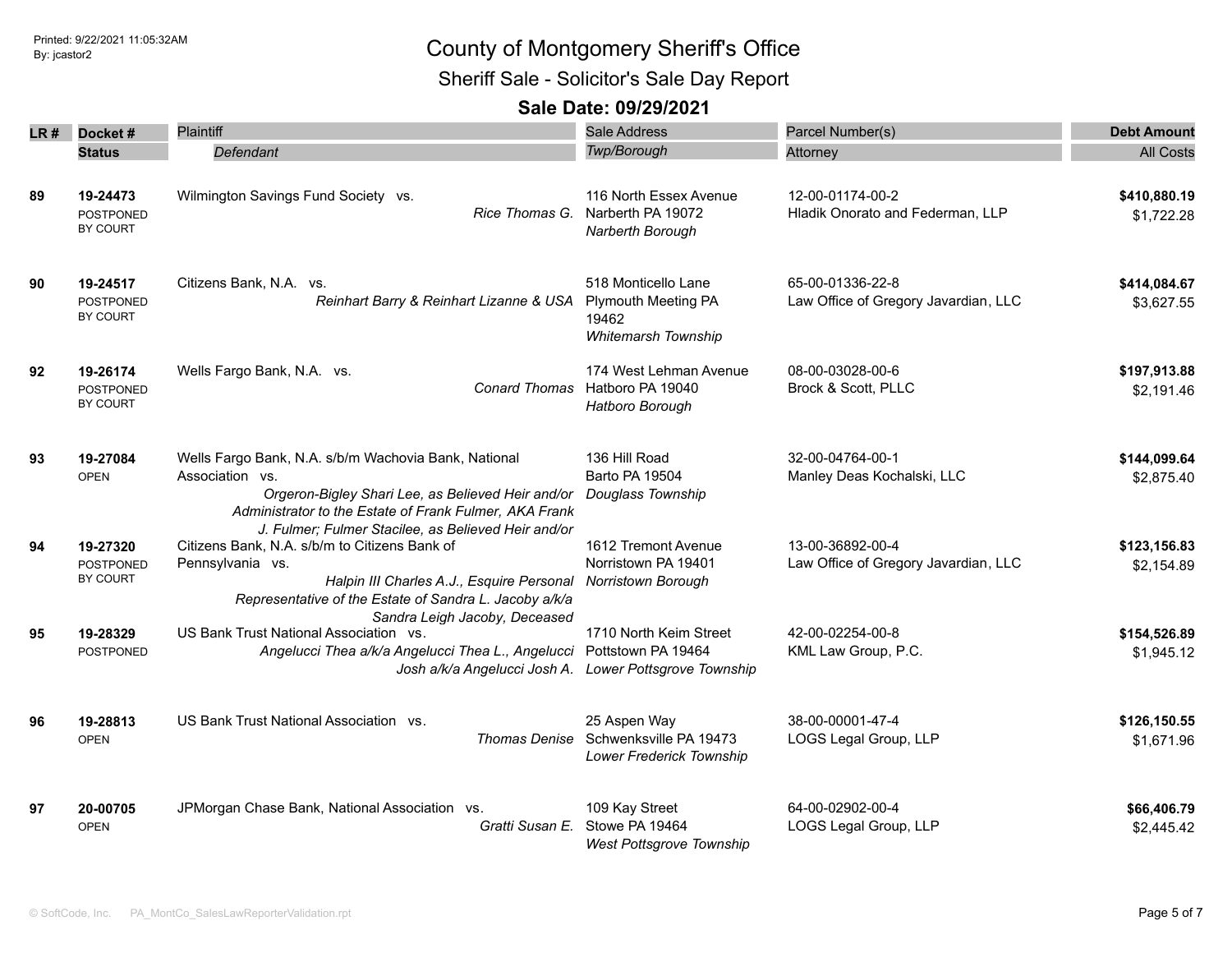# County of Montgomery Sheriff's Office

## Sheriff Sale - Solicitor's Sale Day Report

### Sale Date: 09/29/2021

| LR # | Docket # / Status | Plaintiff / *Defendant* | Sale Address / *Twp/Borough* | Parcel Number(s) / Attorney | Debt Amount / All Costs |
|---|---|---|---|---|---|
| 89 | **19-24473** POSTPONED BY COURT | Wilmington Savings Fund Society vs. *Rice Thomas G.* | 116 North Essex Avenue Narberth PA 19072 *Narberth Borough* | 12-00-01174-00-2 Hladik Onorato and Federman, LLP | **$410,880.19** $1,722.28 |
| 90 | **19-24517** POSTPONED BY COURT | Citizens Bank, N.A. vs. *Reinhart Barry & Reinhart Lizanne & USA* | 518 Monticello Lane Plymouth Meeting PA 19462 *Whitemarsh Township* | 65-00-01336-22-8 Law Office of Gregory Javardian, LLC | **$414,084.67** $3,627.55 |
| 92 | **19-26174** POSTPONED BY COURT | Wells Fargo Bank, N.A. vs. *Conard Thomas* | 174 West Lehman Avenue Hatboro PA 19040 *Hatboro Borough* | 08-00-03028-00-6 Brock & Scott, PLLC | **$197,913.88** $2,191.46 |
| 93 | **19-27084** OPEN | Wells Fargo Bank, N.A. s/b/m Wachovia Bank, National Association vs. *Orgeron-Bigley Shari Lee, as Believed Heir and/or Administrator to the Estate of Frank Fulmer, AKA Frank J. Fulmer; Fulmer Stacilee, as Believed Heir and/or* | 136 Hill Road Barto PA 19504 *Douglass Township* | 32-00-04764-00-1 Manley Deas Kochalski, LLC | **$144,099.64** $2,875.40 |
| 94 | **19-27320** POSTPONED BY COURT | Citizens Bank, N.A. s/b/m to Citizens Bank of Pennsylvania vs. *Halpin III Charles A.J., Esquire Personal Representative of the Estate of Sandra L. Jacoby a/k/a Sandra Leigh Jacoby, Deceased* | 1612 Tremont Avenue Norristown PA 19401 *Norristown Borough* | 13-00-36892-00-4 Law Office of Gregory Javardian, LLC | **$123,156.83** $2,154.89 |
| 95 | **19-28329** POSTPONED | US Bank Trust National Association vs. *Angelucci Thea a/k/a Angelucci Thea L., Angelucci Josh a/k/a Angelucci Josh A.* | 1710 North Keim Street Pottstown PA 19464 *Lower Pottsgrove Township* | 42-00-02254-00-8 KML Law Group, P.C. | **$154,526.89** $1,945.12 |
| 96 | **19-28813** OPEN | US Bank Trust National Association vs. *Thomas Denise* | 25 Aspen Way Schwenksville PA 19473 *Lower Frederick Township* | 38-00-00001-47-4 LOGS Legal Group, LLP | **$126,150.55** $1,671.96 |
| 97 | **20-00705** OPEN | JPMorgan Chase Bank, National Association vs. *Gratti Susan E.* | 109 Kay Street Stowe PA 19464 *West Pottsgrove Township* | 64-00-02902-00-4 LOGS Legal Group, LLP | **$66,406.79** $2,445.42 |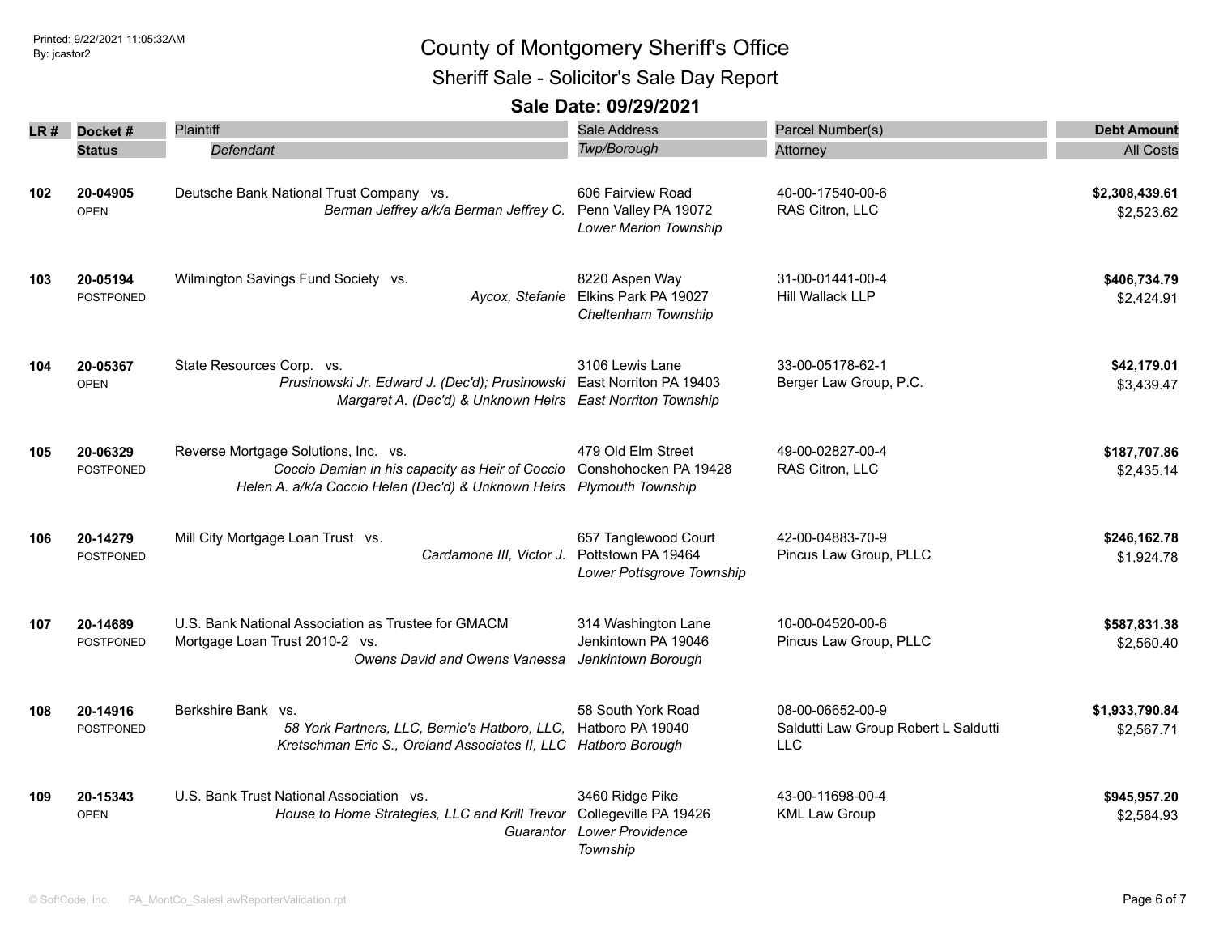# County of Montgomery Sheriff's Office

## Sheriff Sale - Solicitor's Sale Day Report

### Sale Date: 09/29/2021

| LR # | Docket # / Status | Plaintiff / *Defendant* | Sale Address / *Twp/Borough* | Parcel Number(s) / Attorney | Debt Amount / All Costs |
|---|---|---|---|---|---|
| **102** | **20-04905** OPEN | Deutsche Bank National Trust Company vs. *Berman Jeffrey a/k/a Berman Jeffrey C.* | 606 Fairview Road Penn Valley PA 19072 *Lower Merion Township* | 40-00-17540-00-6 RAS Citron, LLC | **$2,308,439.61** $2,523.62 |
| **103** | **20-05194** POSTPONED | Wilmington Savings Fund Society vs. *Aycox, Stefanie* | 8220 Aspen Way Elkins Park PA 19027 *Cheltenham Township* | 31-00-01441-00-4 Hill Wallack LLP | **$406,734.79** $2,424.91 |
| **104** | **20-05367** OPEN | State Resources Corp. vs. *Prusinowski Jr. Edward J. (Dec'd); Prusinowski Margaret A. (Dec'd) & Unknown Heirs* | 3106 Lewis Lane East Norriton PA 19403 *East Norriton Township* | 33-00-05178-62-1 Berger Law Group, P.C. | **$42,179.01** $3,439.47 |
| **105** | **20-06329** POSTPONED | Reverse Mortgage Solutions, Inc. vs. *Coccio Damian in his capacity as Heir of Coccio Helen A. a/k/a Coccio Helen (Dec'd) & Unknown Heirs* | 479 Old Elm Street Conshohocken PA 19428 *Plymouth Township* | 49-00-02827-00-4 RAS Citron, LLC | **$187,707.86** $2,435.14 |
| **106** | **20-14279** POSTPONED | Mill City Mortgage Loan Trust vs. *Cardamone III, Victor J.* | 657 Tanglewood Court Pottstown PA 19464 *Lower Pottsgrove Township* | 42-00-04883-70-9 Pincus Law Group, PLLC | **$246,162.78** $1,924.78 |
| **107** | **20-14689** POSTPONED | U.S. Bank National Association as Trustee for GMACM Mortgage Loan Trust 2010-2 vs. *Owens David and Owens Vanessa* | 314 Washington Lane Jenkintown PA 19046 *Jenkintown Borough* | 10-00-04520-00-6 Pincus Law Group, PLLC | **$587,831.38** $2,560.40 |
| **108** | **20-14916** POSTPONED | Berkshire Bank vs. *58 York Partners, LLC, Bernie's Hatboro, LLC, Kretschman Eric S., Oreland Associates II, LLC* | 58 South York Road Hatboro PA 19040 *Hatboro Borough* | 08-00-06652-00-9 Saldutti Law Group Robert L Saldutti LLC | **$1,933,790.84** $2,567.71 |
| **109** | **20-15343** OPEN | U.S. Bank Trust National Association vs. *House to Home Strategies, LLC and Krill Trevor Guarantor* | 3460 Ridge Pike Collegeville PA 19426 *Lower Providence Township* | 43-00-11698-00-4 KML Law Group | **$945,957.20** $2,584.93 |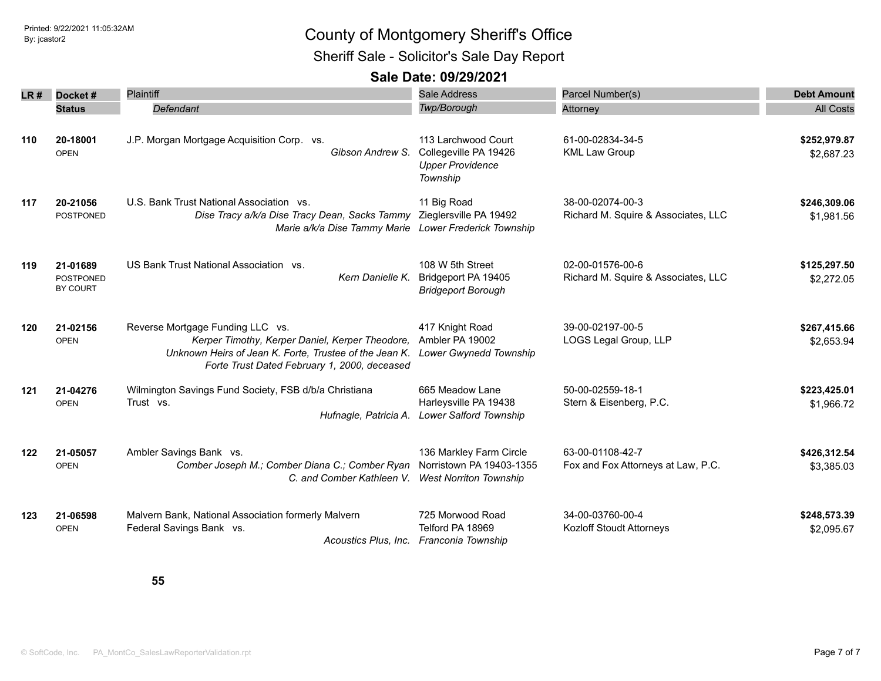# County of Montgomery Sheriff's Office

## Sheriff Sale - Solicitor's Sale Day Report

### Sale Date: 09/29/2021

| LR # | Docket # / Status | Plaintiff / *Defendant* | Sale Address / *Twp/Borough* | Parcel Number(s) / Attorney | Debt Amount / All Costs |
|---|---|---|---|---|---|
| 110 | **20-18001** OPEN | J.P. Morgan Mortgage Acquisition Corp. vs. *Gibson Andrew S.* | 113 Larchwood Court Collegeville PA 19426 *Upper Providence Township* | 61-00-02834-34-5 KML Law Group | **$252,979.87** $2,687.23 |
| 117 | **20-21056** POSTPONED | U.S. Bank Trust National Association vs. *Dise Tracy a/k/a Dise Tracy Dean, Sacks Tammy Marie a/k/a Dise Tammy Marie* | 11 Big Road Zieglersville PA 19492 *Lower Frederick Township* | 38-00-02074-00-3 Richard M. Squire & Associates, LLC | **$246,309.06** $1,981.56 |
| 119 | **21-01689** POSTPONED BY COURT | US Bank Trust National Association vs. *Kern Danielle K.* | 108 W 5th Street Bridgeport PA 19405 *Bridgeport Borough* | 02-00-01576-00-6 Richard M. Squire & Associates, LLC | **$125,297.50** $2,272.05 |
| 120 | **21-02156** OPEN | Reverse Mortgage Funding LLC vs. *Kerper Timothy, Kerper Daniel, Kerper Theodore, Unknown Heirs of Jean K. Forte, Trustee of the Jean K. Forte Trust Dated February 1, 2000, deceased* | 417 Knight Road Ambler PA 19002 *Lower Gwynedd Township* | 39-00-02197-00-5 LOGS Legal Group, LLP | **$267,415.66** $2,653.94 |
| 121 | **21-04276** OPEN | Wilmington Savings Fund Society, FSB d/b/a Christiana Trust vs. *Hufnagle, Patricia A.* | 665 Meadow Lane Harleysville PA 19438 *Lower Salford Township* | 50-00-02559-18-1 Stern & Eisenberg, P.C. | **$223,425.01** $1,966.72 |
| 122 | **21-05057** OPEN | Ambler Savings Bank vs. *Comber Joseph M.; Comber Diana C.; Comber Ryan C. and Comber Kathleen V.* | 136 Markley Farm Circle Norristown PA 19403-1355 *West Norriton Township* | 63-00-01108-42-7 Fox and Fox Attorneys at Law, P.C. | **$426,312.54** $3,385.03 |
| 123 | **21-06598** OPEN | Malvern Bank, National Association formerly Malvern Federal Savings Bank vs. *Acoustics Plus, Inc.* | 725 Morwood Road Telford PA 18969 *Franconia Township* | 34-00-03760-00-4 Kozloff Stoudt Attorneys | **$248,573.39** $2,095.67 |

**55**